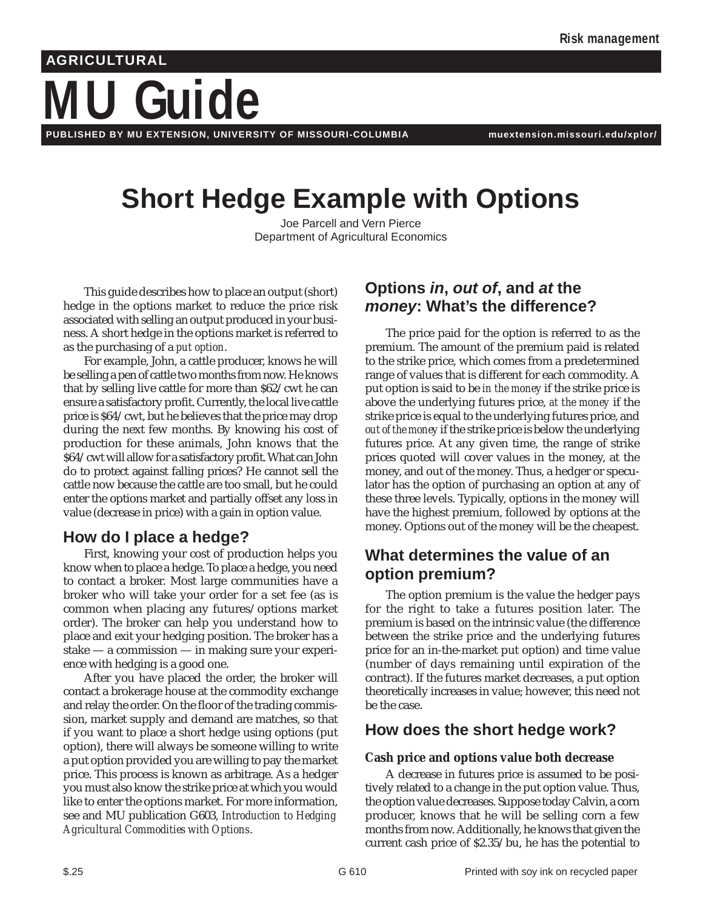Risk management

**AGRICULTURAL**

# MU Guide

PUBLISHED BY MU EXTENSION, UNIVERSITY OF MISSOURI-COLUMBIA — muextension.missouri.edu/xplor/

# Short Hedge Example with Options

Joe Parcell and Vern Pierce
Department of Agricultural Economics

This guide describes how to place an output (short) hedge in the options market to reduce the price risk associated with selling an output produced in your business. A short hedge in the options market is referred to as the purchasing of a *put option*.

For example, John, a cattle producer, knows he will be selling a pen of cattle two months from now. He knows that by selling live cattle for more than $62/cwt he can ensure a satisfactory profit. Currently, the local live cattle price is $64/cwt, but he believes that the price may drop during the next few months. By knowing his cost of production for these animals, John knows that the $64/cwt will allow for a satisfactory profit. What can John do to protect against falling prices? He cannot sell the cattle now because the cattle are too small, but he could enter the options market and partially offset any loss in value (decrease in price) with a gain in option value.

## How do I place a hedge?

First, knowing your cost of production helps you know when to place a hedge. To place a hedge, you need to contact a broker. Most large communities have a broker who will take your order for a set fee (as is common when placing any futures/options market order). The broker can help you understand how to place and exit your hedging position. The broker has a stake — a commission — in making sure your experience with hedging is a good one.

After you have placed the order, the broker will contact a brokerage house at the commodity exchange and relay the order. On the floor of the trading commission, market supply and demand are matches, so that if you want to place a short hedge using options (put option), there will always be someone willing to write a put option provided you are willing to pay the market price. This process is known as arbitrage. As a hedger you must also know the strike price at which you would like to enter the options market. For more information, see and MU publication G603, *Introduction to Hedging Agricultural Commodities with Options*.

## Options *in*, *out of*, and *at* the *money*: What's the difference?

The price paid for the option is referred to as the premium. The amount of the premium paid is related to the strike price, which comes from a predetermined range of values that is different for each commodity. A put option is said to be *in the money* if the strike price is above the underlying futures price, *at the money* if the strike price is equal to the underlying futures price, and *out of the money* if the strike price is below the underlying futures price. At any given time, the range of strike prices quoted will cover values in the money, at the money, and out of the money. Thus, a hedger or speculator has the option of purchasing an option at any of these three levels. Typically, options in the money will have the highest premium, followed by options at the money. Options out of the money will be the cheapest.

## What determines the value of an option premium?

The option premium is the value the hedger pays for the right to take a futures position later. The premium is based on the intrinsic value (the difference between the strike price and the underlying futures price for an in-the-market put option) and time value (number of days remaining until expiration of the contract). If the futures market decreases, a put option theoretically increases in value; however, this need not be the case.

## How does the short hedge work?

### Cash price and options value both decrease

A decrease in futures price is assumed to be positively related to a change in the put option value. Thus, the option value decreases. Suppose today Calvin, a corn producer, knows that he will be selling corn a few months from now. Additionally, he knows that given the current cash price of $2.35/bu, he has the potential to

$.25 G 610 Printed with soy ink on recycled paper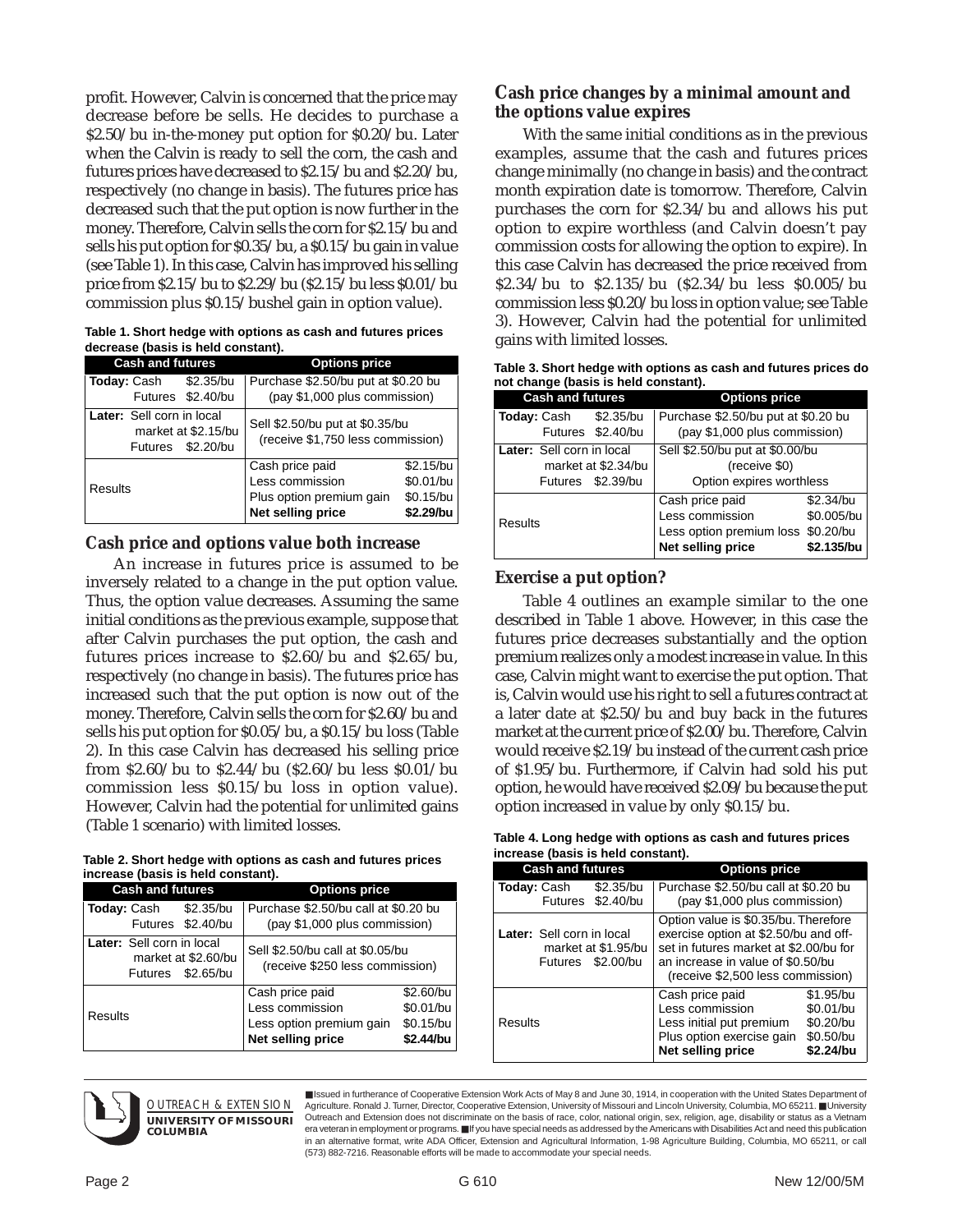profit. However, Calvin is concerned that the price may decrease before be sells. He decides to purchase a $2.50/bu in-the-money put option for $0.20/bu. Later when the Calvin is ready to sell the corn, the cash and futures prices have decreased to $2.15/bu and $2.20/bu, respectively (no change in basis). The futures price has decreased such that the put option is now further in the money. Therefore, Calvin sells the corn for $2.15/bu and sells his put option for $0.35/bu, a $0.15/bu gain in value (see Table 1). In this case, Calvin has improved his selling price from $2.15/bu to $2.29/bu ($2.15/bu less $0.01/bu commission plus $0.15/bushel gain in option value).

**Table 1. Short hedge with options as cash and futures prices decrease (basis is held constant).**

| Cash and futures | Options price | |
|---|---|---|
| **Today:** Cash $2.35/bu<br>Futures $2.40/bu | Purchase $2.50/bu put at $0.20 bu<br>(pay $1,000 plus commission) | |
| **Later:** Sell corn in local market at $2.15/bu<br>Futures $2.20/bu | Sell $2.50/bu put at $0.35/bu<br>(receive $1,750 less commission) | |
| Results | Cash price paid | $2.15/bu |
| | Less commission | $0.01/bu |
| | Plus option premium gain | $0.15/bu |
| | **Net selling price** | **$2.29/bu** |

## Cash price and options value both increase

An increase in futures price is assumed to be inversely related to a change in the put option value. Thus, the option value decreases. Assuming the same initial conditions as the previous example, suppose that after Calvin purchases the put option, the cash and futures prices increase to $2.60/bu and $2.65/bu, respectively (no change in basis). The futures price has increased such that the put option is now out of the money. Therefore, Calvin sells the corn for $2.60/bu and sells his put option for $0.05/bu, a $0.15/bu loss (Table 2). In this case Calvin has decreased his selling price from $2.60/bu to $2.44/bu ($2.60/bu less $0.01/bu commission less $0.15/bu loss in option value). However, Calvin had the potential for unlimited gains (Table 1 scenario) with limited losses.

**Table 2. Short hedge with options as cash and futures prices increase (basis is held constant).**

| Cash and futures | Options price | |
|---|---|---|
| **Today:** Cash $2.35/bu<br>Futures $2.40/bu | Purchase $2.50/bu call at $0.20 bu<br>(pay $1,000 plus commission) | |
| **Later:** Sell corn in local market at $2.60/bu<br>Futures $2.65/bu | Sell $2.50/bu call at $0.05/bu<br>(receive $250 less commission) | |
| Results | Cash price paid | $2.60/bu |
| | Less commission | $0.01/bu |
| | Less option premium gain | $0.15/bu |
| | **Net selling price** | **$2.44/bu** |

## Cash price changes by a minimal amount and the options value expires

With the same initial conditions as in the previous examples, assume that the cash and futures prices change minimally (no change in basis) and the contract month expiration date is tomorrow. Therefore, Calvin purchases the corn for $2.34/bu and allows his put option to expire worthless (and Calvin doesn't pay commission costs for allowing the option to expire). In this case Calvin has decreased the price received from $2.34/bu to $2.135/bu ($2.34/bu less $0.005/bu commission less $0.20/bu loss in option value; see Table 3). However, Calvin had the potential for unlimited gains with limited losses.

**Table 3. Short hedge with options as cash and futures prices do not change (basis is held constant).**

| Cash and futures | Options price | |
|---|---|---|
| **Today:** Cash $2.35/bu<br>Futures $2.40/bu | Purchase $2.50/bu put at $0.20 bu<br>(pay $1,000 plus commission) | |
| **Later:** Sell corn in local market at $2.34/bu<br>Futures $2.39/bu | Sell $2.50/bu put at $0.00/bu<br>(receive $0)<br>Option expires worthless | |
| Results | Cash price paid | $2.34/bu |
| | Less commission | $0.005/bu |
| | Less option premium loss | $0.20/bu |
| | **Net selling price** | **$2.135/bu** |

## Exercise a put option?

Table 4 outlines an example similar to the one described in Table 1 above. However, in this case the futures price decreases substantially and the option premium realizes only a modest increase in value. In this case, Calvin might want to exercise the put option. That is, Calvin would use his right to sell a futures contract at a later date at $2.50/bu and buy back in the futures market at the current price of $2.00/bu. Therefore, Calvin would receive $2.19/bu instead of the current cash price of $1.95/bu. Furthermore, if Calvin had sold his put option, he would have received $2.09/bu because the put option increased in value by only $0.15/bu.

**Table 4. Long hedge with options as cash and futures prices increase (basis is held constant).**

| Cash and futures | Options price | |
|---|---|---|
| **Today:** Cash $2.35/bu<br>Futures $2.40/bu | Purchase $2.50/bu call at $0.20 bu<br>(pay $1,000 plus commission) | |
| **Later:** Sell corn in local market at $1.95/bu<br>Futures $2.00/bu | Option value is $0.35/bu. Therefore exercise option at $2.50/bu and off-set in futures market at $2.00/bu for an increase in value of $0.50/bu<br>(receive $2,500 less commission) | |
| Results | Cash price paid | $1.95/bu |
| | Less commission | $0.01/bu |
| | Less initial put premium | $0.20/bu |
| | Plus option exercise gain | $0.50/bu |
| | **Net selling price** | **$2.24/bu** |

OUTREACH & EXTENSION
UNIVERSITY OF MISSOURI COLUMBIA

■ Issued in furtherance of Cooperative Extension Work Acts of May 8 and June 30, 1914, in cooperation with the United States Department of Agriculture. Ronald J. Turner, Director, Cooperative Extension, University of Missouri and Lincoln University, Columbia, MO 65211. ■ University Outreach and Extension does not discriminate on the basis of race, color, national origin, sex, religion, age, disability or status as a Vietnam era veteran in employment or programs. ■ If you have special needs as addressed by the Americans with Disabilities Act and need this publication in an alternative format, write ADA Officer, Extension and Agricultural Information, 1-98 Agriculture Building, Columbia, MO 65211, or call (573) 882-7216. Reasonable efforts will be made to accommodate your special needs.

G 610

New 12/00/5M